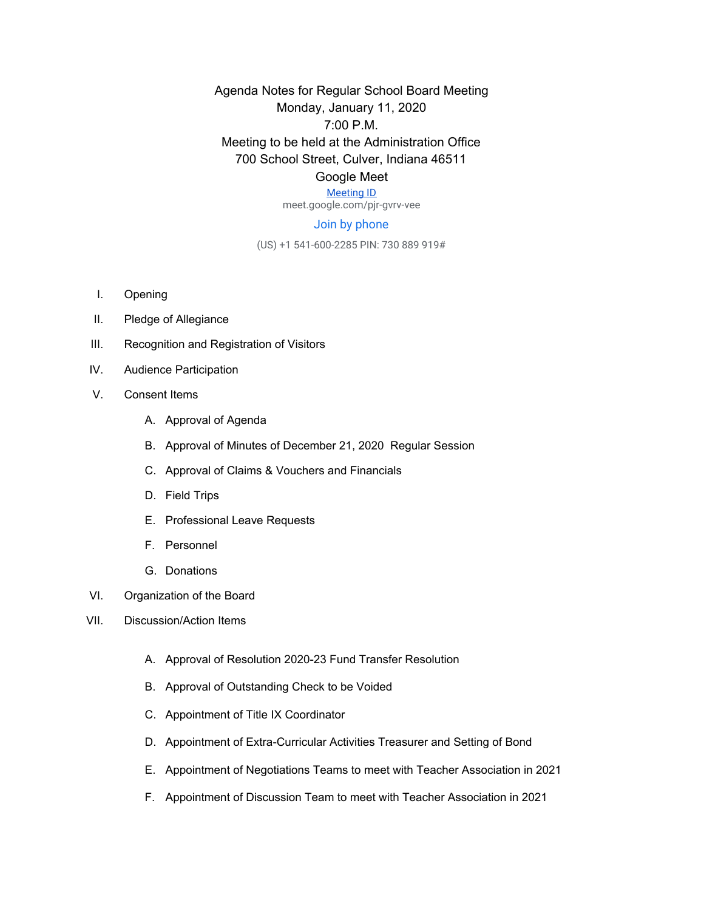Agenda Notes for Regular School Board Meeting
Monday, January 11, 2020
7:00 P.M.
Meeting to be held at the Administration Office
700 School Street, Culver, Indiana 46511
Google Meet
Meeting ID
meet.google.com/pjr-gvrv-vee
Join by phone
(US) +1 541-600-2285 PIN: 730 889 919#

I. Opening

II. Pledge of Allegiance

III. Recognition and Registration of Visitors

IV. Audience Participation

V. Consent Items

   A. Approval of Agenda

   B. Approval of Minutes of December 21, 2020 Regular Session

   C. Approval of Claims & Vouchers and Financials

   D. Field Trips

   E. Professional Leave Requests

   F. Personnel

   G. Donations

VI. Organization of the Board

VII. Discussion/Action Items

   A. Approval of Resolution 2020-23 Fund Transfer Resolution

   B. Approval of Outstanding Check to be Voided

   C. Appointment of Title IX Coordinator

   D. Appointment of Extra-Curricular Activities Treasurer and Setting of Bond

   E. Appointment of Negotiations Teams to meet with Teacher Association in 2021

   F. Appointment of Discussion Team to meet with Teacher Association in 2021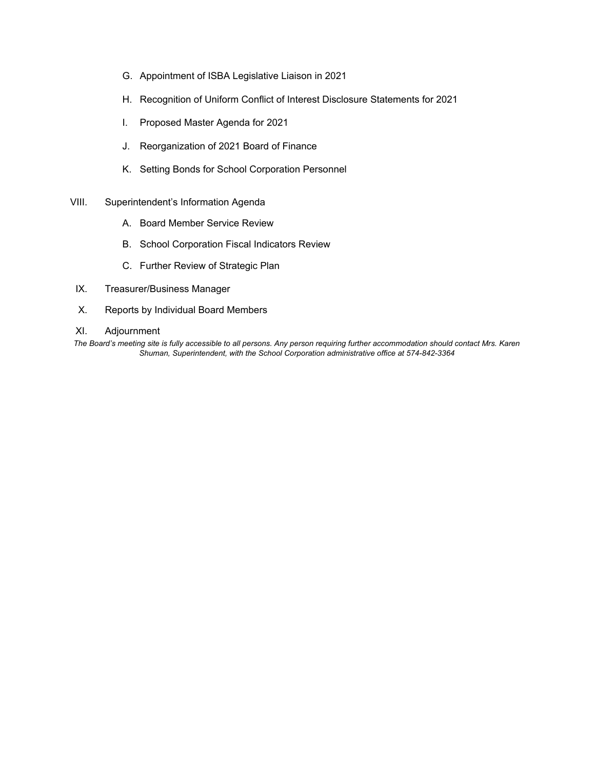G. Appointment of ISBA Legislative Liaison in 2021

H. Recognition of Uniform Conflict of Interest Disclosure Statements for 2021

I. Proposed Master Agenda for 2021

J. Reorganization of 2021 Board of Finance

K. Setting Bonds for School Corporation Personnel

VIII. Superintendent's Information Agenda

A. Board Member Service Review

B. School Corporation Fiscal Indicators Review

C. Further Review of Strategic Plan

IX. Treasurer/Business Manager

X. Reports by Individual Board Members

XI. Adjournment

*The Board's meeting site is fully accessible to all persons. Any person requiring further accommodation should contact Mrs. Karen Shuman, Superintendent, with the School Corporation administrative office at 574-842-3364*